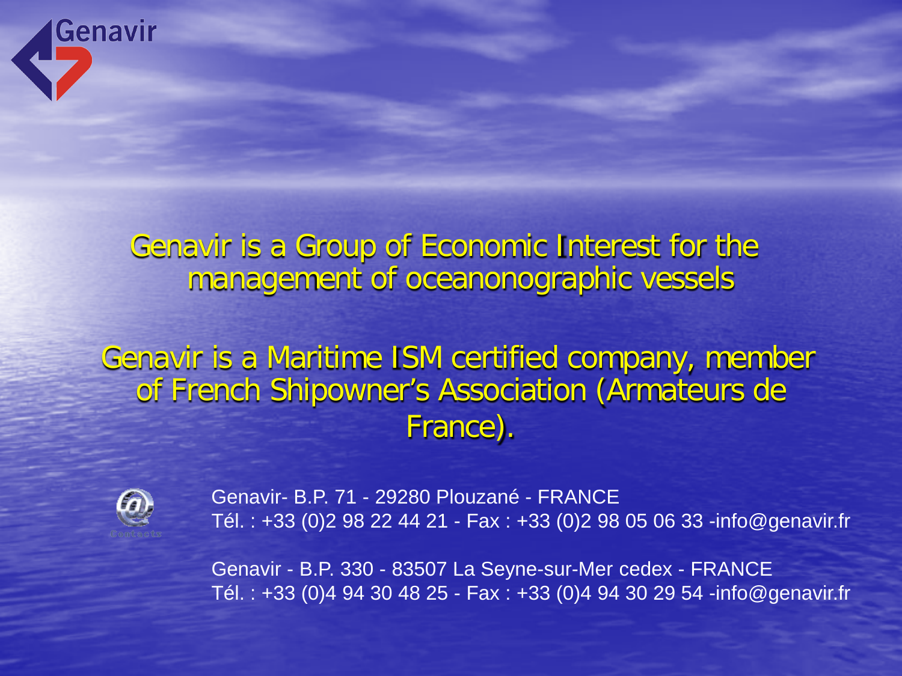Genavir

Genavir is a Group of Economic Interest for the management of oceanonographic vessels

Genavir is a Maritime ISM certified company, member of French Shipowner's Association (Armateurs de France).

Genavir- B.P. 71 - 29280 Plouzané - FRANCE
Tél. : +33 (0)2 98 22 44 21 - Fax : +33 (0)2 98 05 06 33 -info@genavir.fr

Genavir - B.P. 330 - 83507 La Seyne-sur-Mer cedex - FRANCE
Tél. : +33 (0)4 94 30 48 25 - Fax : +33 (0)4 94 30 29 54 -info@genavir.fr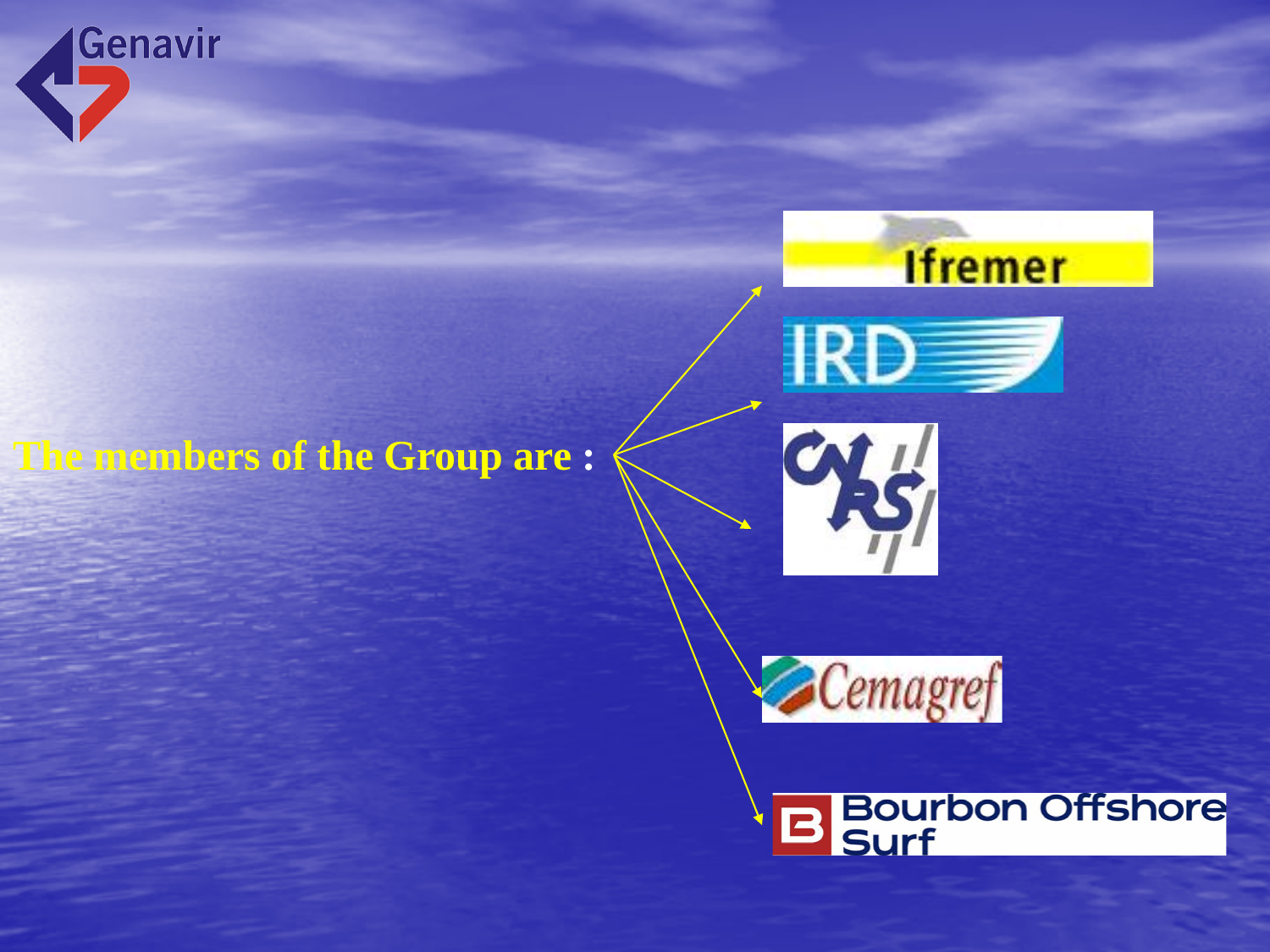Genavir

The members of the Group are :

- Ifremer
- IRD
- CNRS
- Cemagref
- Bourbon Offshore Surf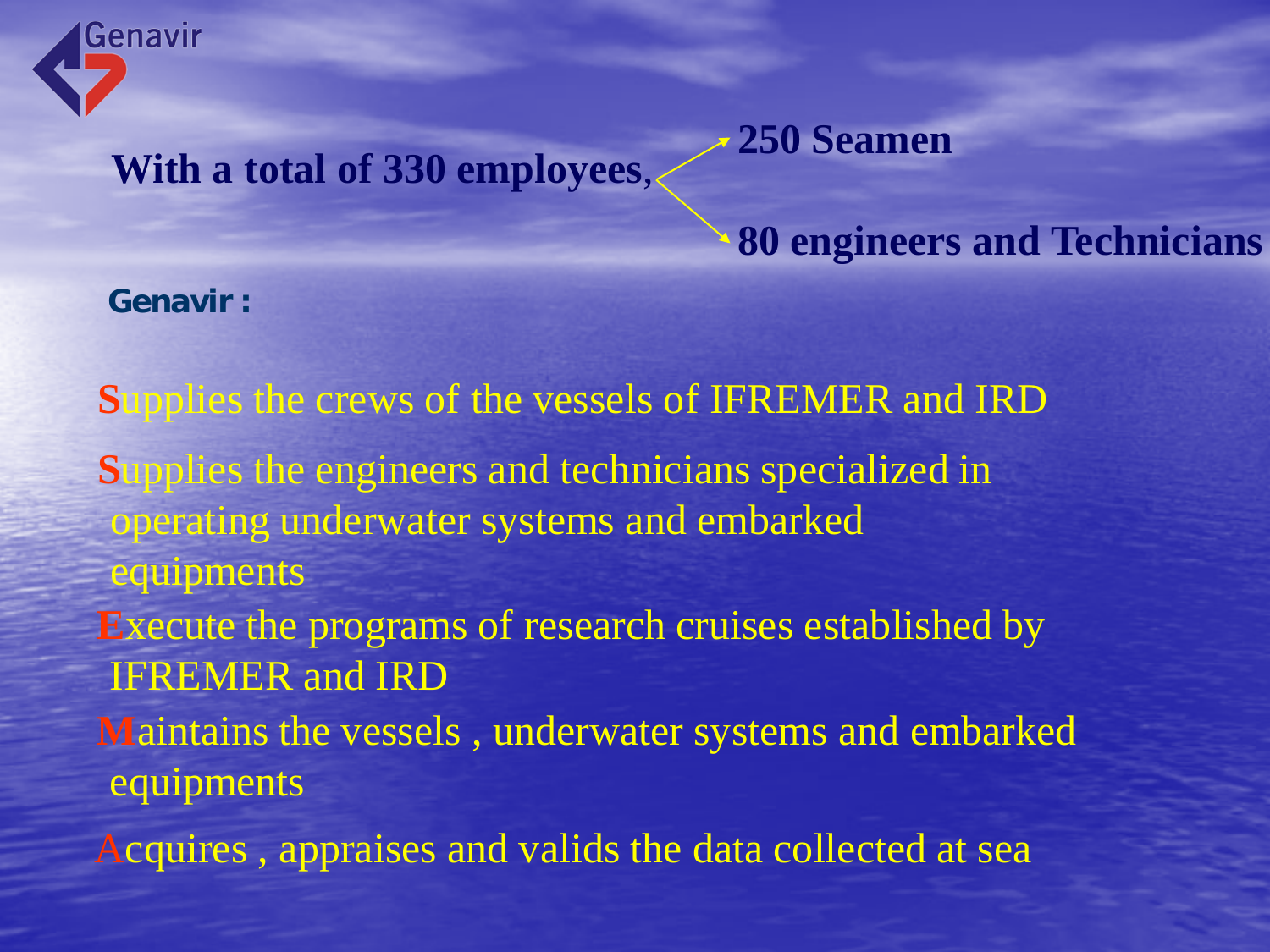With a total of 330 employees,

- 250 Seamen
- 80 engineers and Technicians

**Genavir :**

- Supplies the crews of the vessels of IFREMER and IRD
- Supplies the engineers and technicians specialized in operating underwater systems and embarked equipments
- Execute the programs of research cruises established by IFREMER and IRD
- Maintains the vessels , underwater systems and embarked equipments
- Acquires , appraises and valids the data collected at sea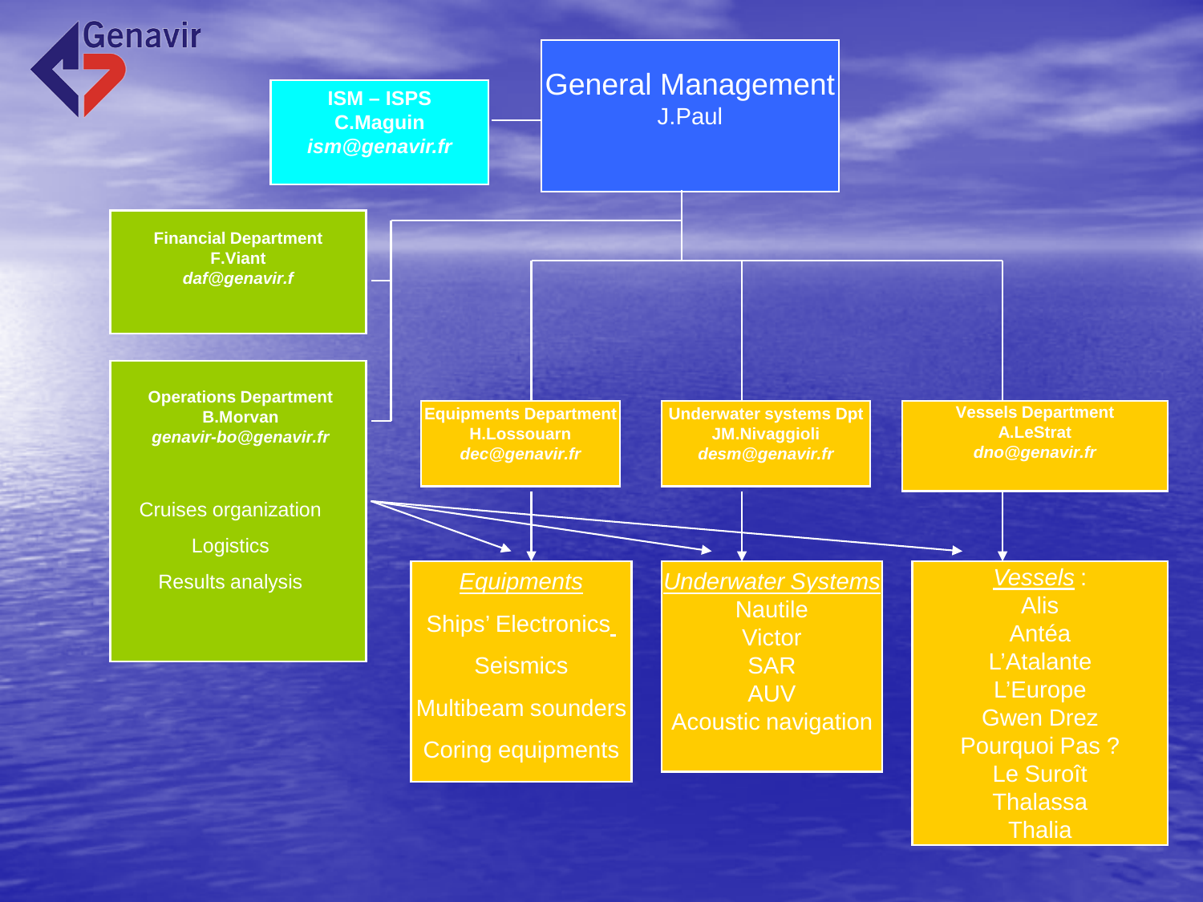Genavir

# General Management
J.Paul

**ISM – ISPS**
**C.Maguin**
***ism@genavir.fr***

**Financial Department**
**F.Viant**
***daf@genavir.f***

**Operations Department**
**B.Morvan**
***genavir-bo@genavir.fr***

- Cruises organization
- Logistics
- Results analysis

**Equipments Department**
**H.Lossouarn**
***dec@genavir.fr***

**Underwater systems Dpt**
**JM.Nivaggioli**
***desm@genavir.fr***

**Vessels Department**
**A.LeStrat**
***dno@genavir.fr***

*Equipments*
- Ships' Electronics
- Seismics
- Multibeam sounders
- Coring equipments

*Underwater Systems*
- Nautile
- Victor
- SAR
- AUV
- Acoustic navigation

*Vessels* :
- Alis
- Antéa
- L'Atalante
- L'Europe
- Gwen Drez
- Pourquoi Pas ?
- Le Suroît
- Thalassa
- Thalia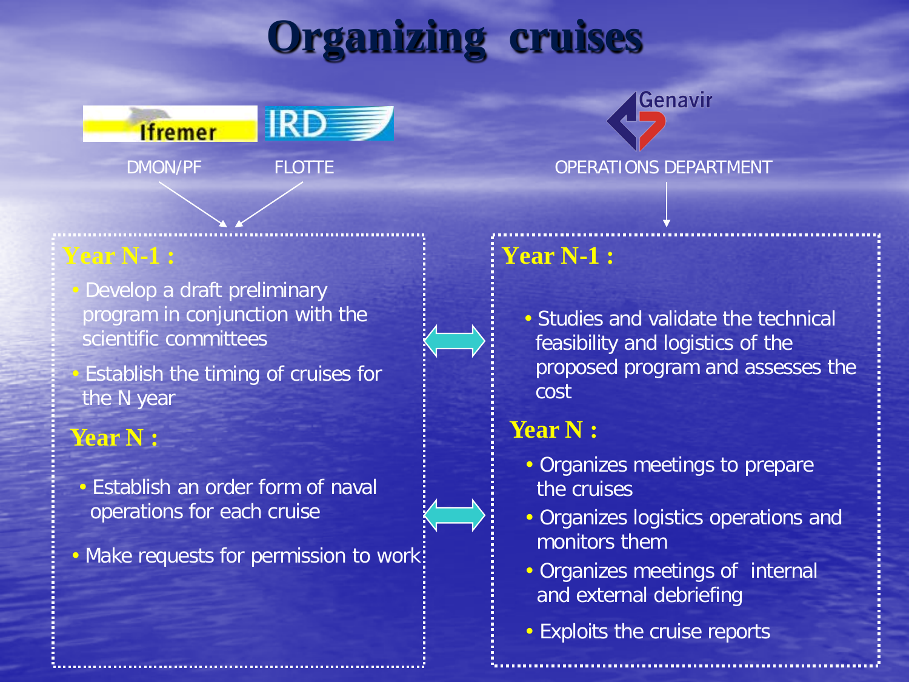# Organizing cruises

Ifremer — IRD

DMON/PF    FLOTTE

Genavir

OPERATIONS DEPARTMENT

**Year N-1 :**

- Develop a draft preliminary program in conjunction with the scientific committees
- Establish the timing of cruises for the N year

**Year N :**

- Establish an order form of naval operations for each cruise
- Make requests for permission to work

**Year N-1 :**

- Studies and validate the technical feasibility and logistics of the proposed program and assesses the cost

**Year N :**

- Organizes meetings to prepare the cruises
- Organizes logistics operations and monitors them
- Organizes meetings of internal and external debriefing
- Exploits the cruise reports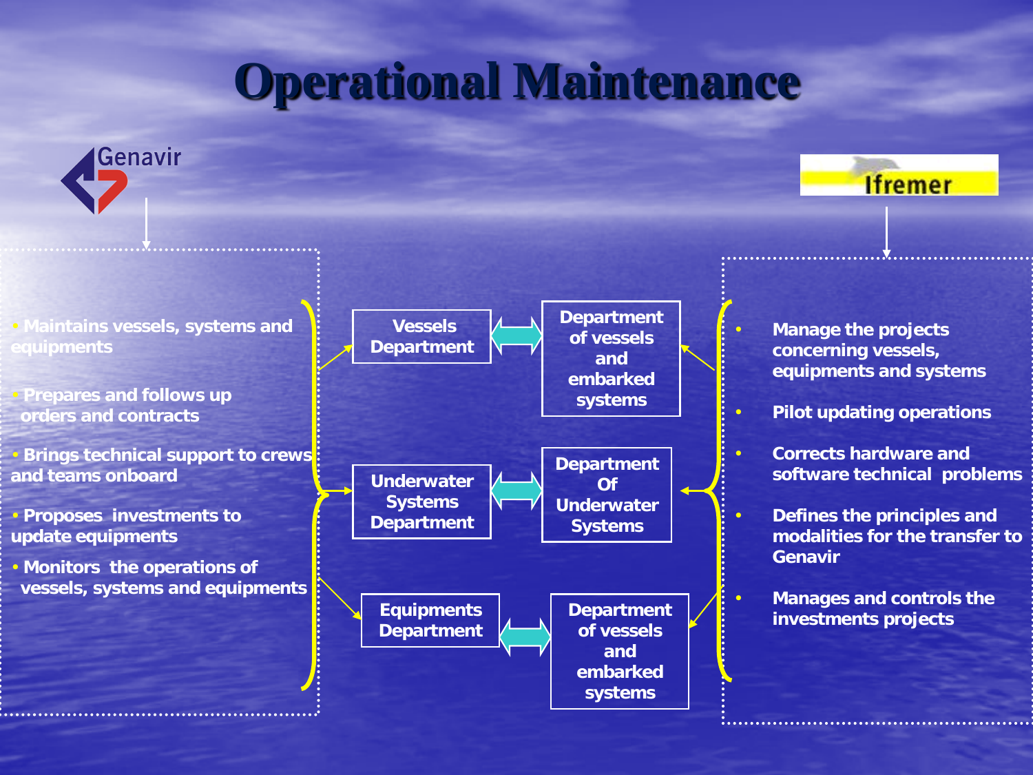# Operational Maintenance

**Genavir**

- Maintains vessels, systems and equipments
- Prepares and follows up orders and contracts
- Brings technical support to crews and teams onboard
- Proposes investments to update equipments
- Monitors the operations of vessels, systems and equipments

| Genavir | | Ifremer |
|---|---|---|
| Vessels Department | ⟷ | Department of vessels and embarked systems |
| Underwater Systems Department | ⟷ | Department Of Underwater Systems |
| Equipments Department | ⟷ | Department of vessels and embarked systems |

**Ifremer**

- Manage the projects concerning vessels, equipments and systems
- Pilot updating operations
- Corrects hardware and software technical problems
- Defines the principles and modalities for the transfer to Genavir
- Manages and controls the investments projects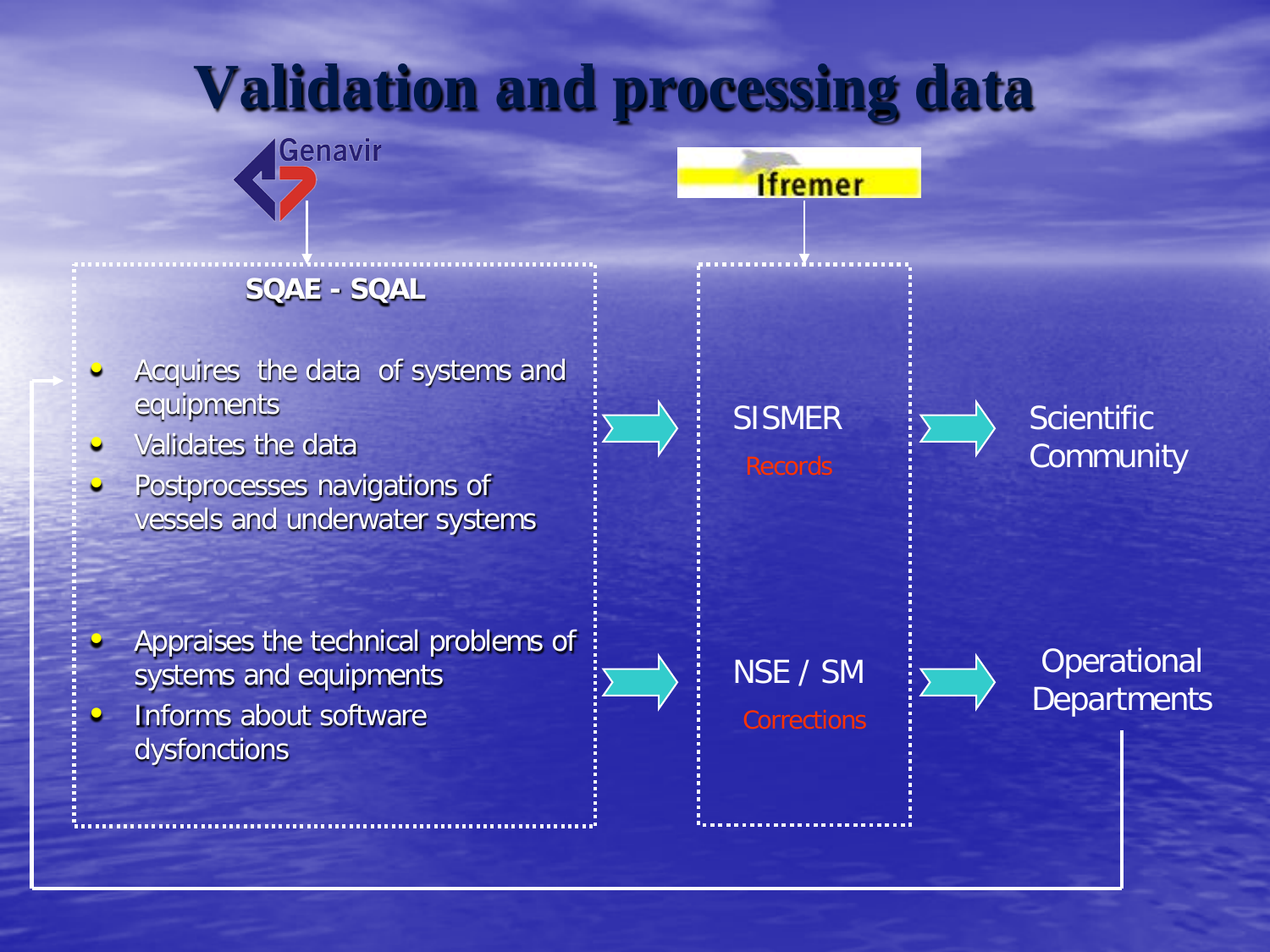# Validation and processing data

Genavir

Ifremer

**SQAE - SQAL**

- Acquires the data of systems and equipments
- Validates the data
- Postprocesses navigations of vessels and underwater systems

- Appraises the technical problems of systems and equipments
- Informs about software dysfonctions

SISMER

Records

NSE / SM

Corrections

Scientific Community

Operational Departments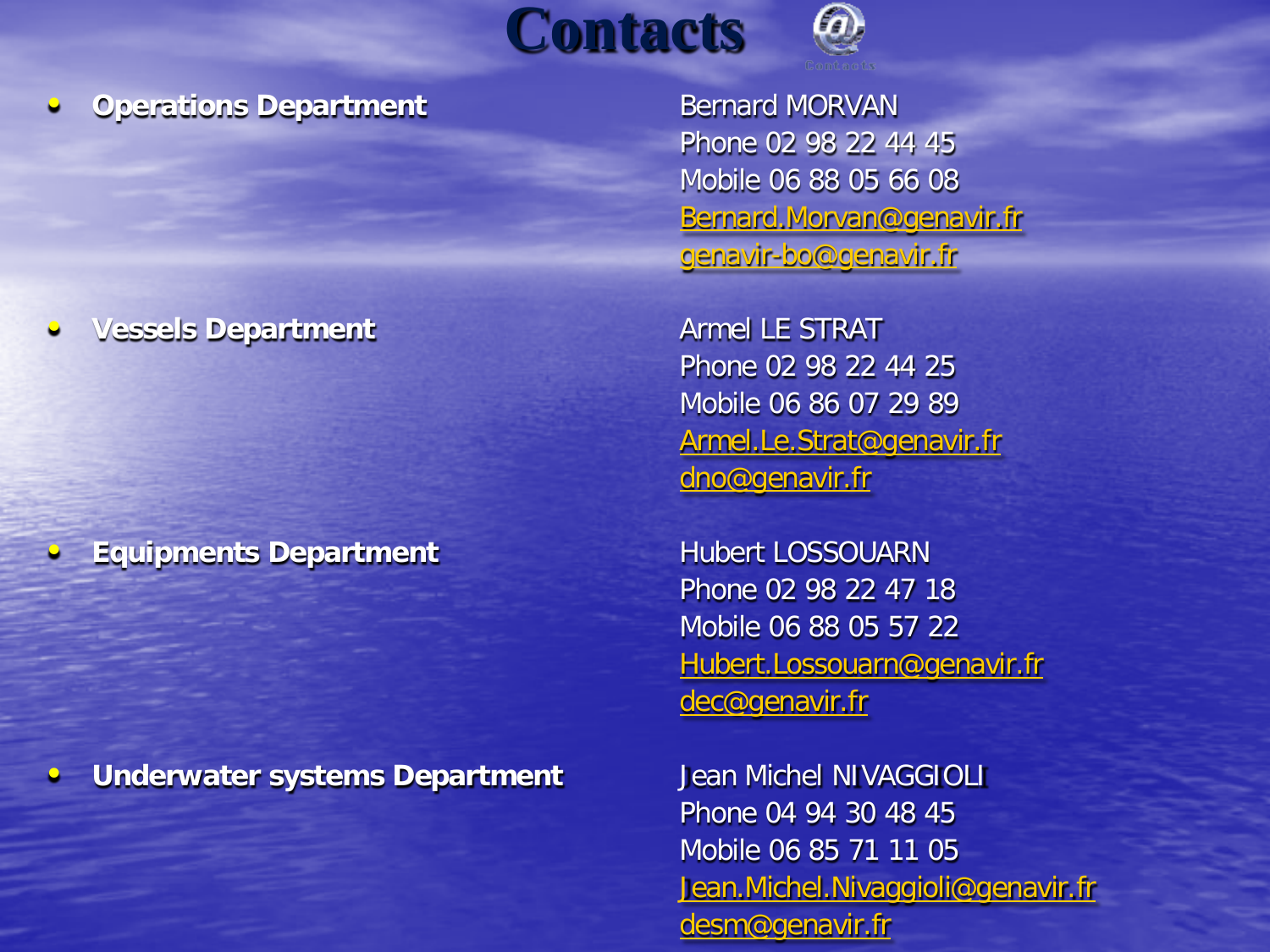# Contacts

- **Operations Department**

  Bernard MORVAN
  Phone 02 98 22 44 45
  Mobile 06 88 05 66 08
  Bernard.Morvan@genavir.fr
  genavir-bo@genavir.fr

- **Vessels Department**

  Armel LE STRAT
  Phone 02 98 22 44 25
  Mobile 06 86 07 29 89
  Armel.Le.Strat@genavir.fr
  dno@genavir.fr

- **Equipments Department**

  Hubert LOSSOUARN
  Phone 02 98 22 47 18
  Mobile 06 88 05 57 22
  Hubert.Lossouarn@genavir.fr
  dec@genavir.fr

- **Underwater systems Department**

  Jean Michel NIVAGGIOLI
  Phone 04 94 30 48 45
  Mobile 06 85 71 11 05
  Jean.Michel.Nivaggioli@genavir.fr
  desm@genavir.fr